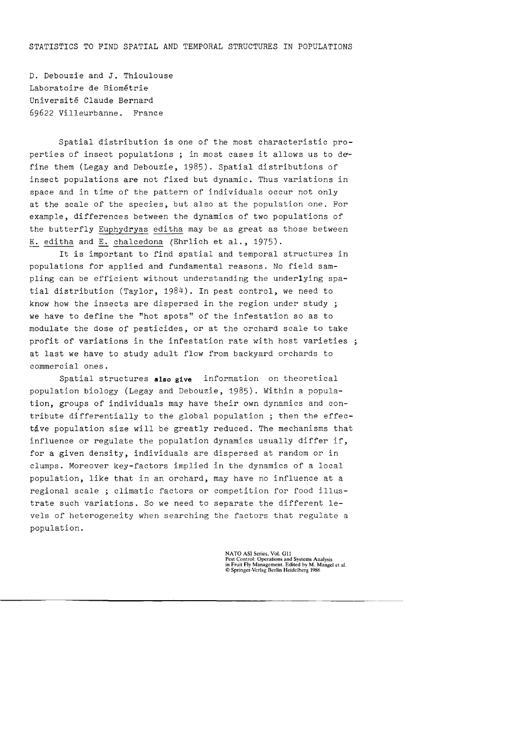# STATISTICS TO FIND SPATIAL AND TEMPORAL STRUCTURES IN POPULATIONS

D. Debouzie and J. Thioulouse
Laboratoire de Biométrie
Université Claude Bernard
69622 Villeurbanne. France

Spatial distribution is one of the most characteristic properties of insect populations ; in most cases it allows us to define them (Legay and Debouzie, 1985). Spatial distributions of insect populations are not fixed but dynamic. Thus variations in space and in time of the pattern of individuals occur not only at the scale of the species, but also at the population one. For example, differences between the dynamics of two populations of the butterfly *Euphydryas editha* may be as great as those between *E. editha* and *E. chalcedona* (Ehrlich et al., 1975).

It is important to find spatial and temporal structures in populations for applied and fundamental reasons. No field sampling can be efficient without understanding the underlying spatial distribution (Taylor, 1984). In pest control, we need to know how the insects are dispersed in the region under study ; we have to define the "hot spots" of the infestation so as to modulate the dose of pesticides, or at the orchard scale to take profit of variations in the infestation rate with host varieties ; at last we have to study adult flow from backyard orchards to commercial ones.

Spatial structures also give information on theoretical population biology (Legay and Debouzie, 1985). Within a population, groups of individuals may have their own dynamics and contribute differentially to the global population ; then the effective population size will be greatly reduced. The mechanisms that influence or regulate the population dynamics usually differ if, for a given density, individuals are dispersed at random or in clumps. Moreover key-factors implied in the dynamics of a local population, like that in an orchard, may have no influence at a regional scale ; climatic factors or competition for food illustrate such variations. So we need to separate the different levels of heterogeneity when searching the factors that regulate a population.

NATO ASI Series, Vol. G11
Pest Control: Operations and Systems Analysis
in Fruit Fly Management. Edited by M. Mangel et al.
© Springer-Verlag Berlin Heidelberg 1986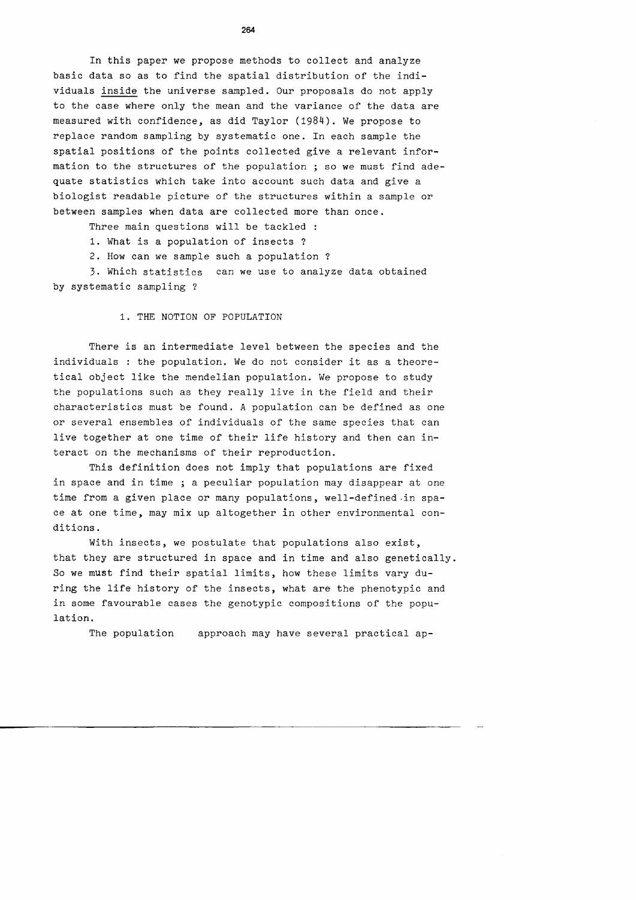In this paper we propose methods to collect and analyze basic data so as to find the spatial distribution of the individuals <u>inside</u> the universe sampled. Our proposals do not apply to the case where only the mean and the variance of the data are measured with confidence, as did Taylor (1984). We propose to replace random sampling by systematic one. In each sample the spatial positions of the points collected give a relevant information to the structures of the population ; so we must find adequate statistics which take into account such data and give a biologist readable picture of the structures within a sample or between samples when data are collected more than once.

Three main questions will be tackled :

1. What is a population of insects ?
2. How can we sample such a population ?
3. Which statistics can we use to analyze data obtained by systematic sampling ?

## 1. THE NOTION OF POPULATION

There is an intermediate level between the species and the individuals : the population. We do not consider it as a theoretical object like the mendelian population. We propose to study the populations such as they really live in the field and their characteristics must be found. A population can be defined as one or several ensembles of individuals of the same species that can live together at one time of their life history and then can interact on the mechanisms of their reproduction.

This definition does not imply that populations are fixed in space and in time ; a peculiar population may disappear at one time from a given place or many populations, well-defined in space at one time, may mix up altogether in other environmental conditions.

With insects, we postulate that populations also exist, that they are structured in space and in time and also genetically. So we must find their spatial limits, how these limits vary during the life history of the insects, what are the phenotypic and in some favourable cases the genotypic compositions of the population.

The population approach may have several practical ap-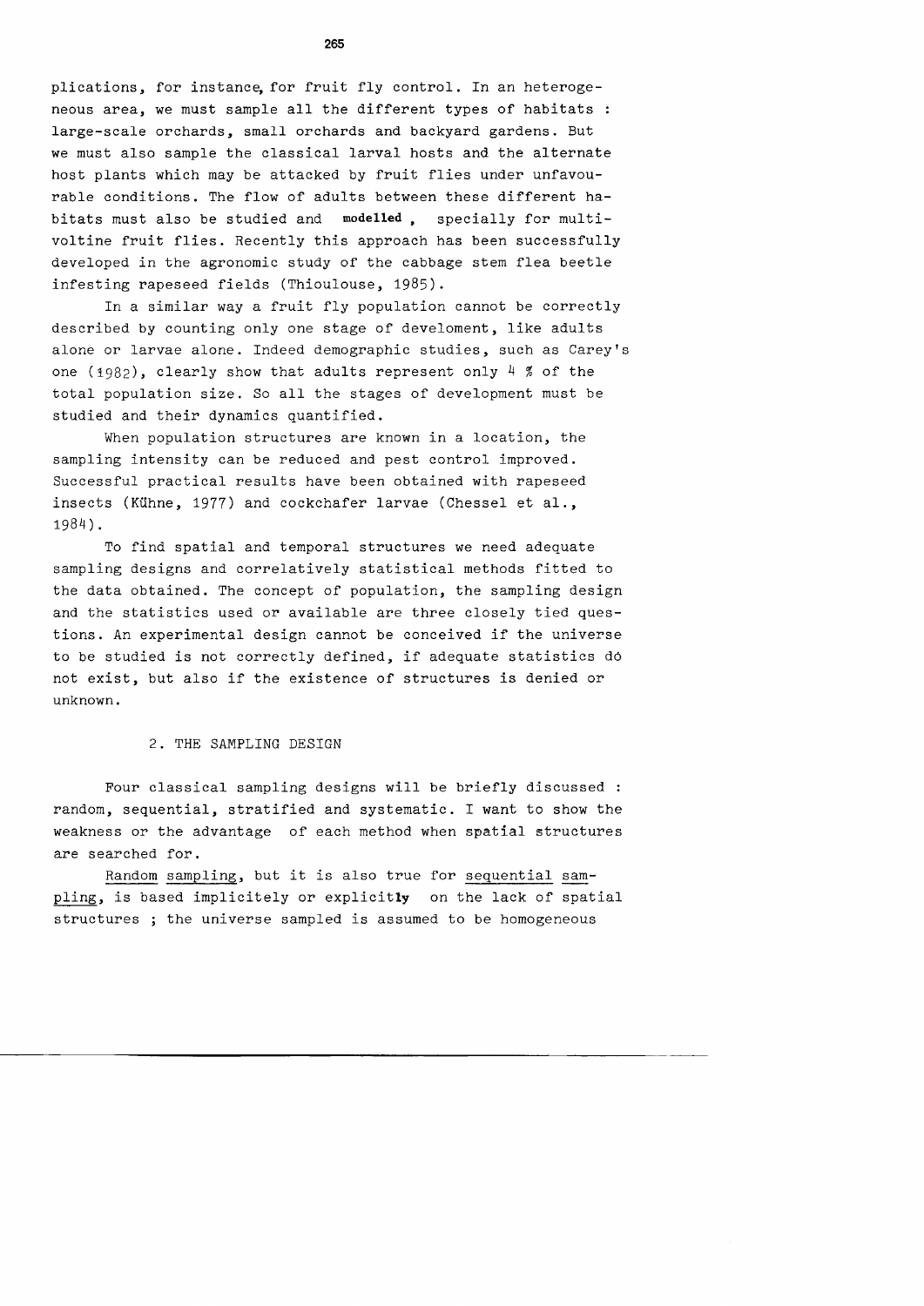plications, for instance, for fruit fly control. In an heterogeneous area, we must sample all the different types of habitats : large-scale orchards, small orchards and backyard gardens. But we must also sample the classical larval hosts and the alternate host plants which may be attacked by fruit flies under unfavourable conditions. The flow of adults between these different habitats must also be studied and **modelled** , specially for multivoltine fruit flies. Recently this approach has been successfully developed in the agronomic study of the cabbage stem flea beetle infesting rapeseed fields (Thioulouse, 1985).

In a similar way a fruit fly population cannot be correctly described by counting only one stage of develoment, like adults alone or larvae alone. Indeed demographic studies, such as Carey's one (1982), clearly show that adults represent only 4 % of the total population size. So all the stages of development must be studied and their dynamics quantified.

When population structures are known in a location, the sampling intensity can be reduced and pest control improved. Successful practical results have been obtained with rapeseed insects (Kühne, 1977) and cockchafer larvae (Chessel et al., 1984).

To find spatial and temporal structures we need adequate sampling designs and correlatively statistical methods fitted to the data obtained. The concept of population, the sampling design and the statistics used or available are three closely tied questions. An experimental design cannot be conceived if the universe to be studied is not correctly defined, if adequate statistics do not exist, but also if the existence of structures is denied or unknown.

## 2. THE SAMPLING DESIGN

Four classical sampling designs will be briefly discussed : random, sequential, stratified and systematic. I want to show the weakness or the advantage of each method when spatial structures are searched for.

Random sampling, but it is also true for sequential sampling, is based implicitely or explicitly on the lack of spatial structures ; the universe sampled is assumed to be homogeneous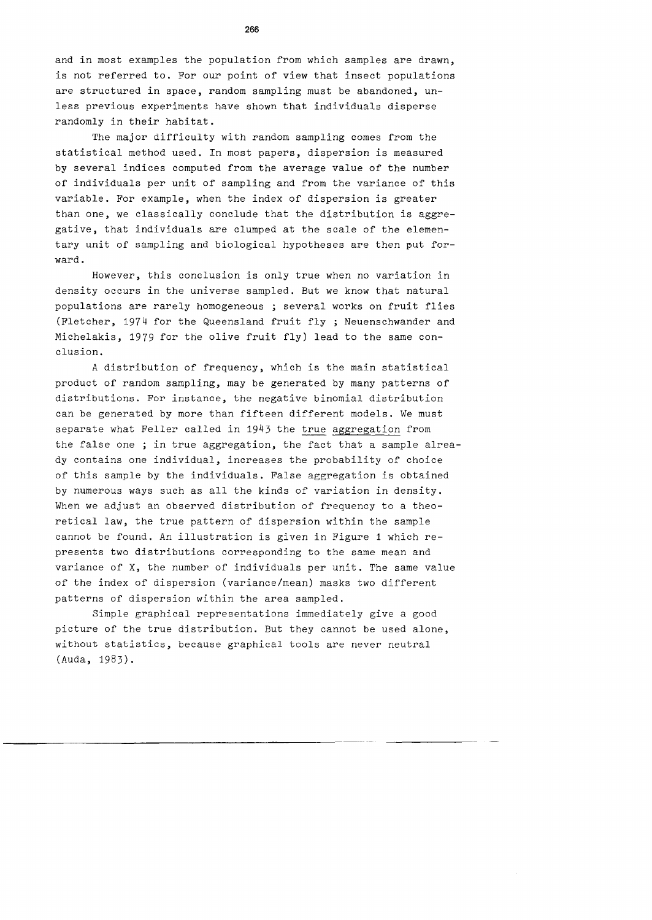and in most examples the population from which samples are drawn, is not referred to. For our point of view that insect populations are structured in space, random sampling must be abandoned, unless previous experiments have shown that individuals disperse randomly in their habitat.

The major difficulty with random sampling comes from the statistical method used. In most papers, dispersion is measured by several indices computed from the average value of the number of individuals per unit of sampling and from the variance of this variable. For example, when the index of dispersion is greater than one, we classically conclude that the distribution is aggregative, that individuals are clumped at the scale of the elementary unit of sampling and biological hypotheses are then put forward.

However, this conclusion is only true when no variation in density occurs in the universe sampled. But we know that natural populations are rarely homogeneous ; several works on fruit flies (Fletcher, 1974 for the Queensland fruit fly ; Neuenschwander and Michelakis, 1979 for the olive fruit fly) lead to the same conclusion.

A distribution of frequency, which is the main statistical product of random sampling, may be generated by many patterns of distributions. For instance, the negative binomial distribution can be generated by more than fifteen different models. We must separate what Feller called in 1943 the true aggregation from the false one ; in true aggregation, the fact that a sample already contains one individual, increases the probability of choice of this sample by the individuals. False aggregation is obtained by numerous ways such as all the kinds of variation in density. When we adjust an observed distribution of frequency to a theoretical law, the true pattern of dispersion within the sample cannot be found. An illustration is given in Figure 1 which represents two distributions corresponding to the same mean and variance of X, the number of individuals per unit. The same value of the index of dispersion (variance/mean) masks two different patterns of dispersion within the area sampled.

Simple graphical representations immediately give a good picture of the true distribution. But they cannot be used alone, without statistics, because graphical tools are never neutral (Auda, 1983).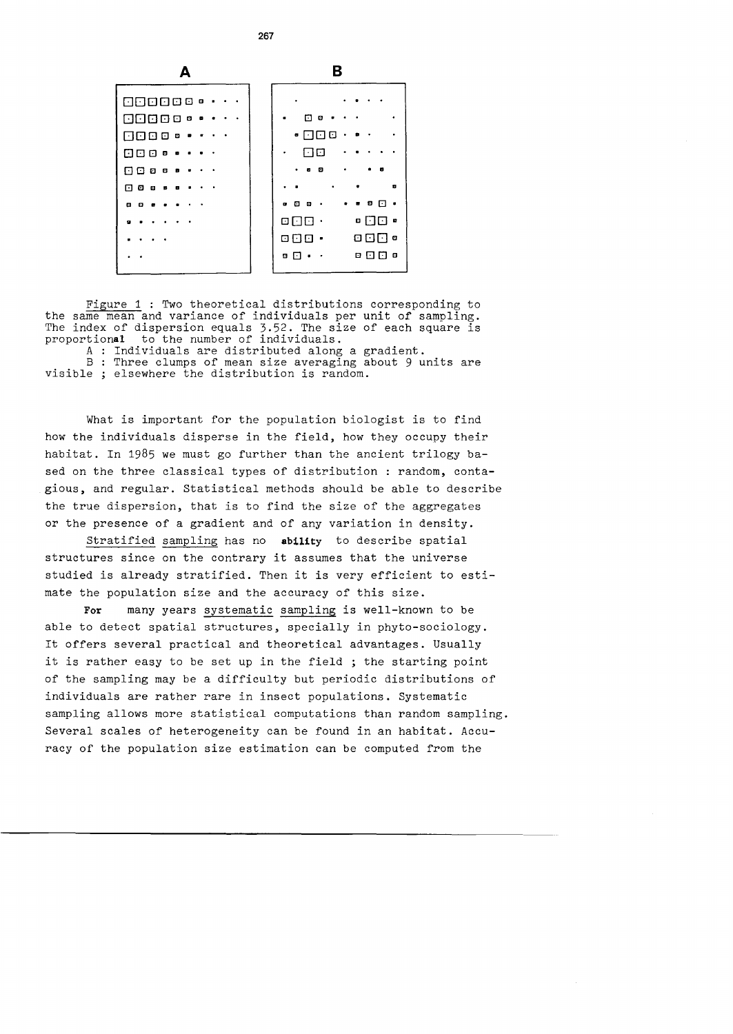Figure 1 : Two theoretical distributions corresponding to the same mean and variance of individuals per unit of sampling. The index of dispersion equals 3.52. The size of each square is proportional to the number of individuals.

A : Individuals are distributed along a gradient.

B : Three clumps of mean size averaging about 9 units are visible ; elsewhere the distribution is random.

What is important for the population biologist is to find how the individuals disperse in the field, how they occupy their habitat. In 1985 we must go further than the ancient trilogy based on the three classical types of distribution : random, contagious, and regular. Statistical methods should be able to describe the true dispersion, that is to find the size of the aggregates or the presence of a gradient and of any variation in density.

Stratified sampling has no ability to describe spatial structures since on the contrary it assumes that the universe studied is already stratified. Then it is very efficient to estimate the population size and the accuracy of this size.

For many years systematic sampling is well-known to be able to detect spatial structures, specially in phyto-sociology. It offers several practical and theoretical advantages. Usually it is rather easy to be set up in the field ; the starting point of the sampling may be a difficulty but periodic distributions of individuals are rather rare in insect populations. Systematic sampling allows more statistical computations than random sampling. Several scales of heterogeneity can be found in an habitat. Accuracy of the population size estimation can be computed from the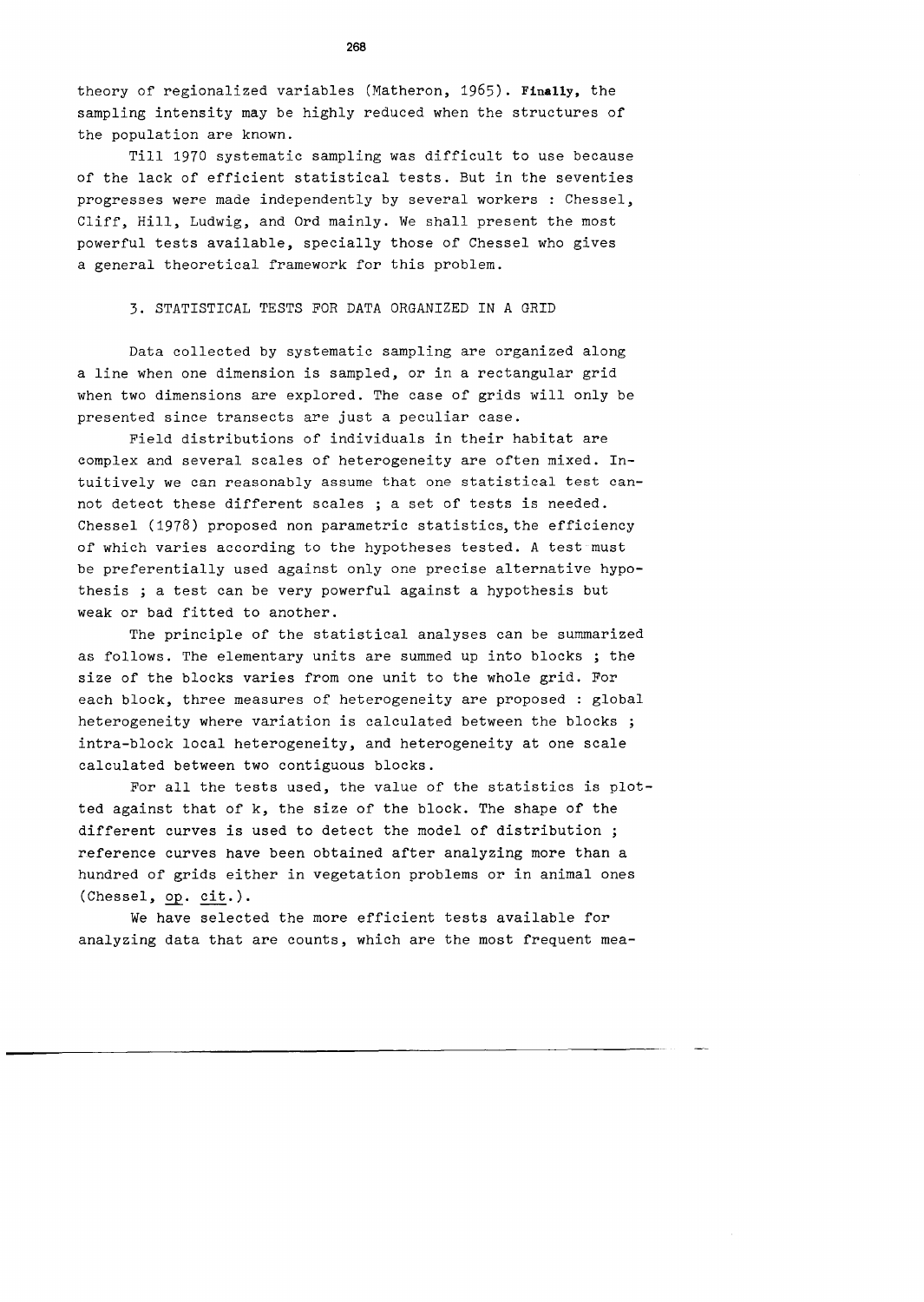theory of regionalized variables (Matheron, 1965). **Finally**, the sampling intensity may be highly reduced when the structures of the population are known.

Till 1970 systematic sampling was difficult to use because of the lack of efficient statistical tests. But in the seventies progresses were made independently by several workers : Chessel, Cliff, Hill, Ludwig, and Ord mainly. We shall present the most powerful tests available, specially those of Chessel who gives a general theoretical framework for this problem.

## 3. STATISTICAL TESTS FOR DATA ORGANIZED IN A GRID

Data collected by systematic sampling are organized along a line when one dimension is sampled, or in a rectangular grid when two dimensions are explored. The case of grids will only be presented since transects are just a peculiar case.

Field distributions of individuals in their habitat are complex and several scales of heterogeneity are often mixed. Intuitively we can reasonably assume that one statistical test cannot detect these different scales ; a set of tests is needed. Chessel (1978) proposed non parametric statistics, the efficiency of which varies according to the hypotheses tested. A test must be preferentially used against only one precise alternative hypothesis ; a test can be very powerful against a hypothesis but weak or bad fitted to another.

The principle of the statistical analyses can be summarized as follows. The elementary units are summed up into blocks ; the size of the blocks varies from one unit to the whole grid. For each block, three measures of heterogeneity are proposed : global heterogeneity where variation is calculated between the blocks ; intra-block local heterogeneity, and heterogeneity at one scale calculated between two contiguous blocks.

For all the tests used, the value of the statistics is plotted against that of k, the size of the block. The shape of the different curves is used to detect the model of distribution ; reference curves have been obtained after analyzing more than a hundred of grids either in vegetation problems or in animal ones (Chessel, op. cit.).

We have selected the more efficient tests available for analyzing data that are counts, which are the most frequent mea-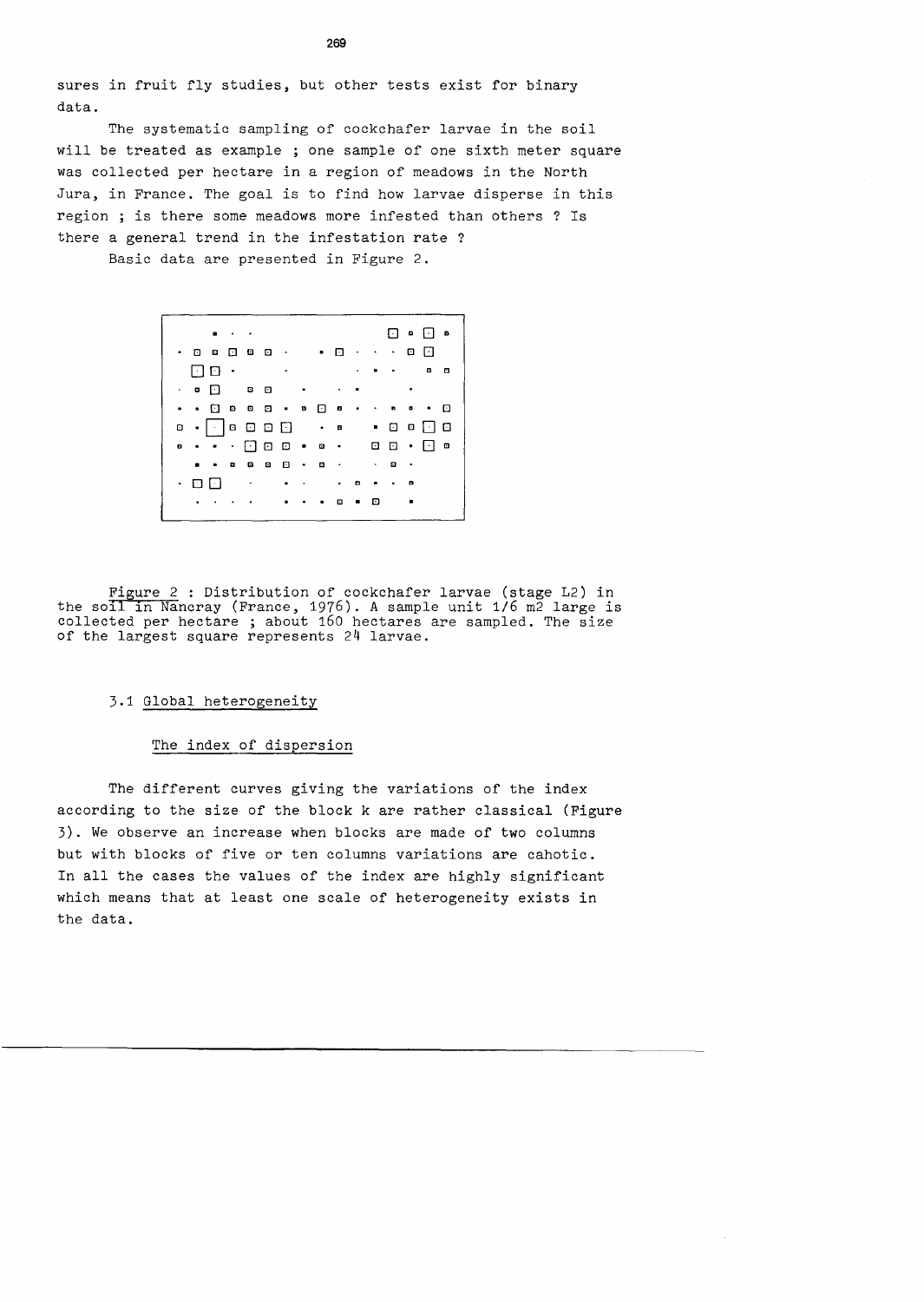sures in fruit fly studies, but other tests exist for binary data.

The systematic sampling of cockchafer larvae in the soil will be treated as example ; one sample of one sixth meter square was collected per hectare in a region of meadows in the North Jura, in France. The goal is to find how larvae disperse in this region ; is there some meadows more infested than others ? Is there a general trend in the infestation rate ?

Basic data are presented in Figure 2.

Figure 2 : Distribution of cockchafer larvae (stage L2) in the soil in Nancray (France, 1976). A sample unit 1/6 m2 large is collected per hectare ; about 160 hectares are sampled. The size of the largest square represents 24 larvae.

### 3.1 Global heterogeneity

#### The index of dispersion

The different curves giving the variations of the index according to the size of the block k are rather classical (Figure 3). We observe an increase when blocks are made of two columns but with blocks of five or ten columns variations are cahotic. In all the cases the values of the index are highly significant which means that at least one scale of heterogeneity exists in the data.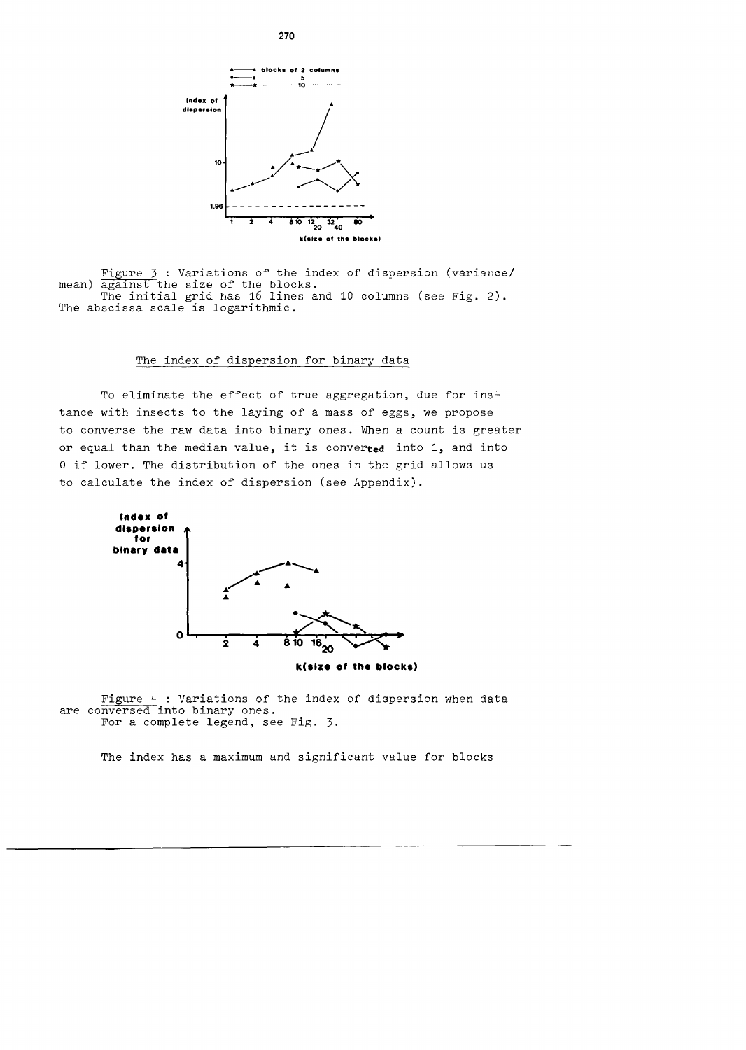Figure 3 : Variations of the index of dispersion (variance/mean) against the size of the blocks.
The initial grid has 16 lines and 10 columns (see Fig. 2). The abscissa scale is logarithmic.

## The index of dispersion for binary data

To eliminate the effect of true aggregation, due for instance with insects to the laying of a mass of eggs, we propose to converse the raw data into binary ones. When a count is greater or equal than the median value, it is converted into 1, and into 0 if lower. The distribution of the ones in the grid allows us to calculate the index of dispersion (see Appendix).

Figure 4 : Variations of the index of dispersion when data are conversed into binary ones.
For a complete legend, see Fig. 3.

The index has a maximum and significant value for blocks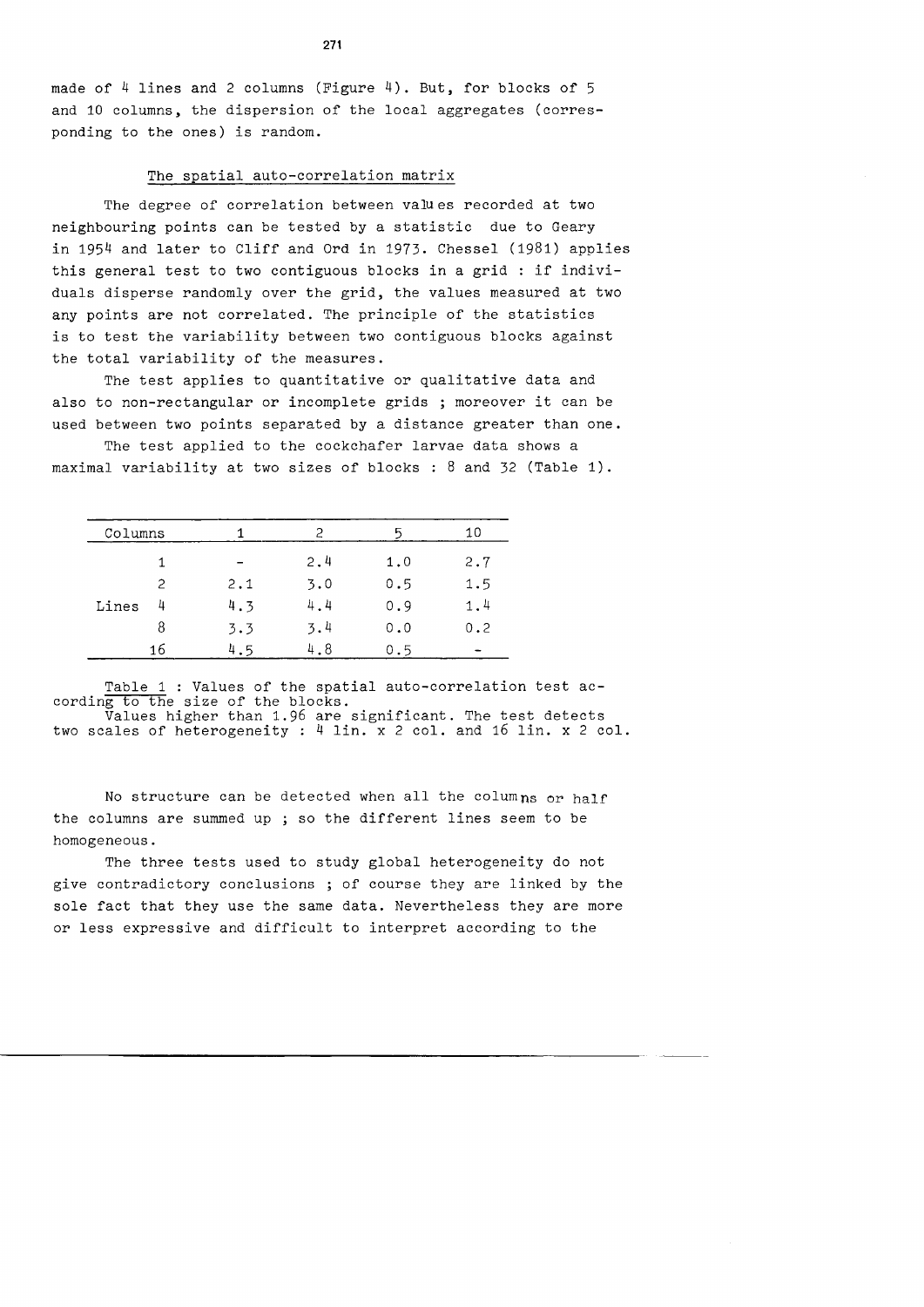made of 4 lines and 2 columns (Figure 4). But, for blocks of 5 and 10 columns, the dispersion of the local aggregates (corresponding to the ones) is random.

## The spatial auto-correlation matrix

The degree of correlation between values recorded at two neighbouring points can be tested by a statistic due to Geary in 1954 and later to Cliff and Ord in 1973. Chessel (1981) applies this general test to two contiguous blocks in a grid : if individuals disperse randomly over the grid, the values measured at two any points are not correlated. The principle of the statistics is to test the variability between two contiguous blocks against the total variability of the measures.

The test applies to quantitative or qualitative data and also to non-rectangular or incomplete grids ; moreover it can be used between two points separated by a distance greater than one.

The test applied to the cockchafer larvae data shows a maximal variability at two sizes of blocks : 8 and 32 (Table 1).

| Columns | | 1 | 2 | 5 | 10 |
|---|---|---|---|---|---|
| | 1 | - | 2.4 | 1.0 | 2.7 |
| | 2 | 2.1 | 3.0 | 0.5 | 1.5 |
| Lines | 4 | 4.3 | 4.4 | 0.9 | 1.4 |
| | 8 | 3.3 | 3.4 | 0.0 | 0.2 |
| | 16 | 4.5 | 4.8 | 0.5 | - |

Table 1 : Values of the spatial auto-correlation test according to the size of the blocks.
Values higher than 1.96 are significant. The test detects two scales of heterogeneity : 4 lin. x 2 col. and 16 lin. x 2 col.

No structure can be detected when all the columns or half the columns are summed up ; so the different lines seem to be homogeneous.

The three tests used to study global heterogeneity do not give contradictory conclusions ; of course they are linked by the sole fact that they use the same data. Nevertheless they are more or less expressive and difficult to interpret according to the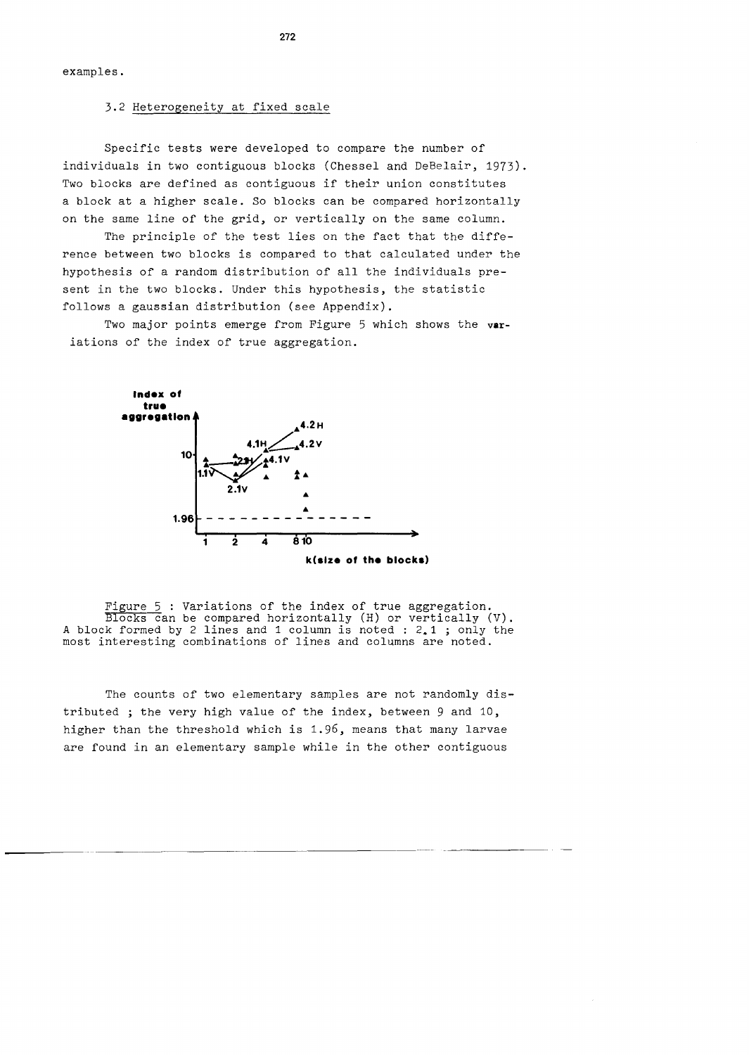examples.

### 3.2 Heterogeneity at fixed scale

Specific tests were developed to compare the number of individuals in two contiguous blocks (Chessel and DeBelair, 1973). Two blocks are defined as contiguous if their union constitutes a block at a higher scale. So blocks can be compared horizontally on the same line of the grid, or vertically on the same column.

The principle of the test lies on the fact that the difference between two blocks is compared to that calculated under the hypothesis of a random distribution of all the individuals present in the two blocks. Under this hypothesis, the statistic follows a gaussian distribution (see Appendix).

Two major points emerge from Figure 5 which shows the variations of the index of true aggregation.

Figure 5 : Variations of the index of true aggregation. Blocks can be compared horizontally (H) or vertically (V). A block formed by 2 lines and 1 column is noted : 2.1 ; only the most interesting combinations of lines and columns are noted.

The counts of two elementary samples are not randomly distributed ; the very high value of the index, between 9 and 10, higher than the threshold which is 1.96, means that many larvae are found in an elementary sample while in the other contiguous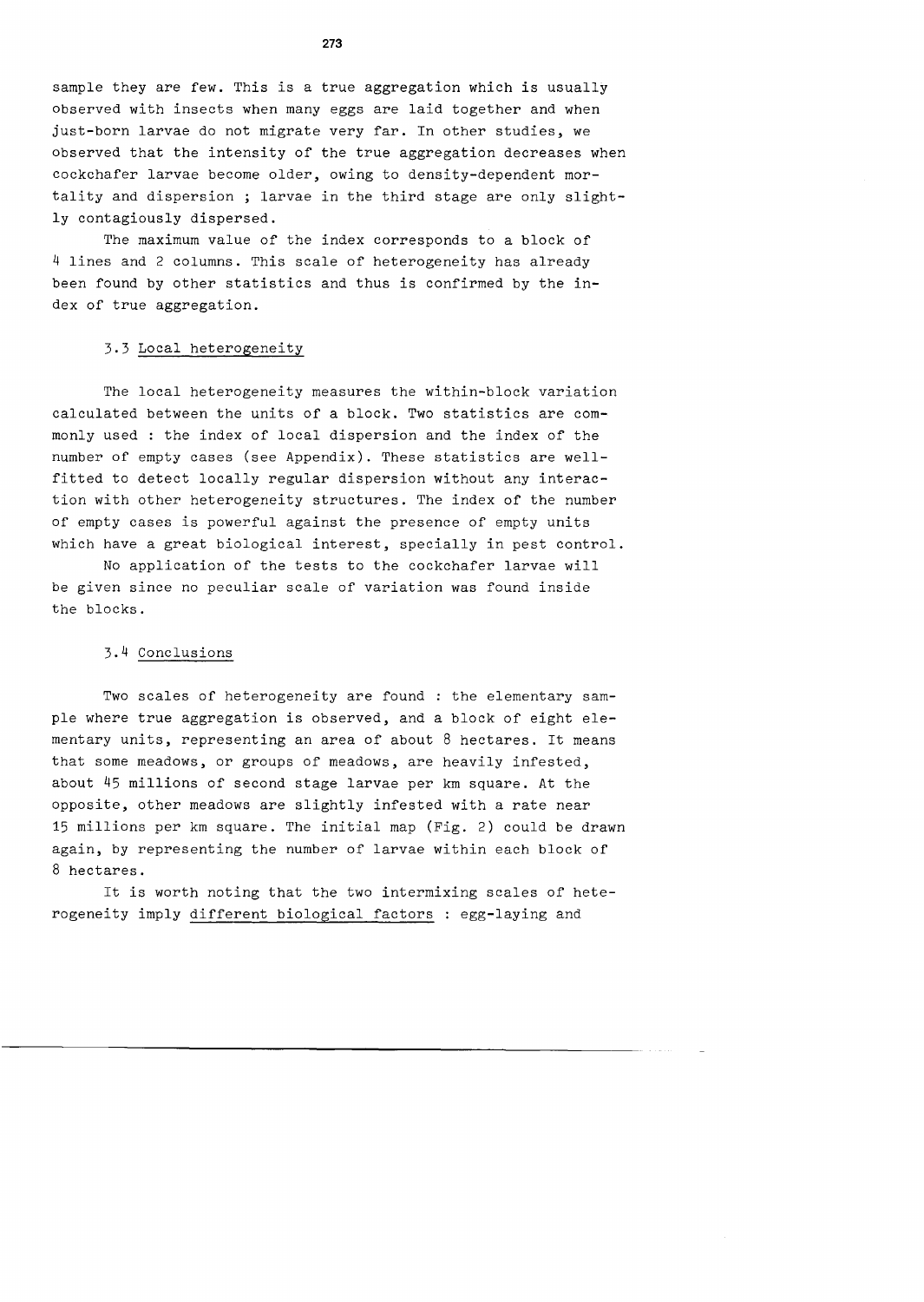sample they are few. This is a true aggregation which is usually observed with insects when many eggs are laid together and when just-born larvae do not migrate very far. In other studies, we observed that the intensity of the true aggregation decreases when cockchafer larvae become older, owing to density-dependent mortality and dispersion ; larvae in the third stage are only slightly contagiously dispersed.

The maximum value of the index corresponds to a block of 4 lines and 2 columns. This scale of heterogeneity has already been found by other statistics and thus is confirmed by the index of true aggregation.

### 3.3 Local heterogeneity

The local heterogeneity measures the within-block variation calculated between the units of a block. Two statistics are commonly used : the index of local dispersion and the index of the number of empty cases (see Appendix). These statistics are well-fitted to detect locally regular dispersion without any interaction with other heterogeneity structures. The index of the number of empty cases is powerful against the presence of empty units which have a great biological interest, specially in pest control.

No application of the tests to the cockchafer larvae will be given since no peculiar scale of variation was found inside the blocks.

### 3.4 Conclusions

Two scales of heterogeneity are found : the elementary sample where true aggregation is observed, and a block of eight elementary units, representing an area of about 8 hectares. It means that some meadows, or groups of meadows, are heavily infested, about 45 millions of second stage larvae per km square. At the opposite, other meadows are slightly infested with a rate near 15 millions per km square. The initial map (Fig. 2) could be drawn again, by representing the number of larvae within each block of 8 hectares.

It is worth noting that the two intermixing scales of heterogeneity imply different biological factors : egg-laying and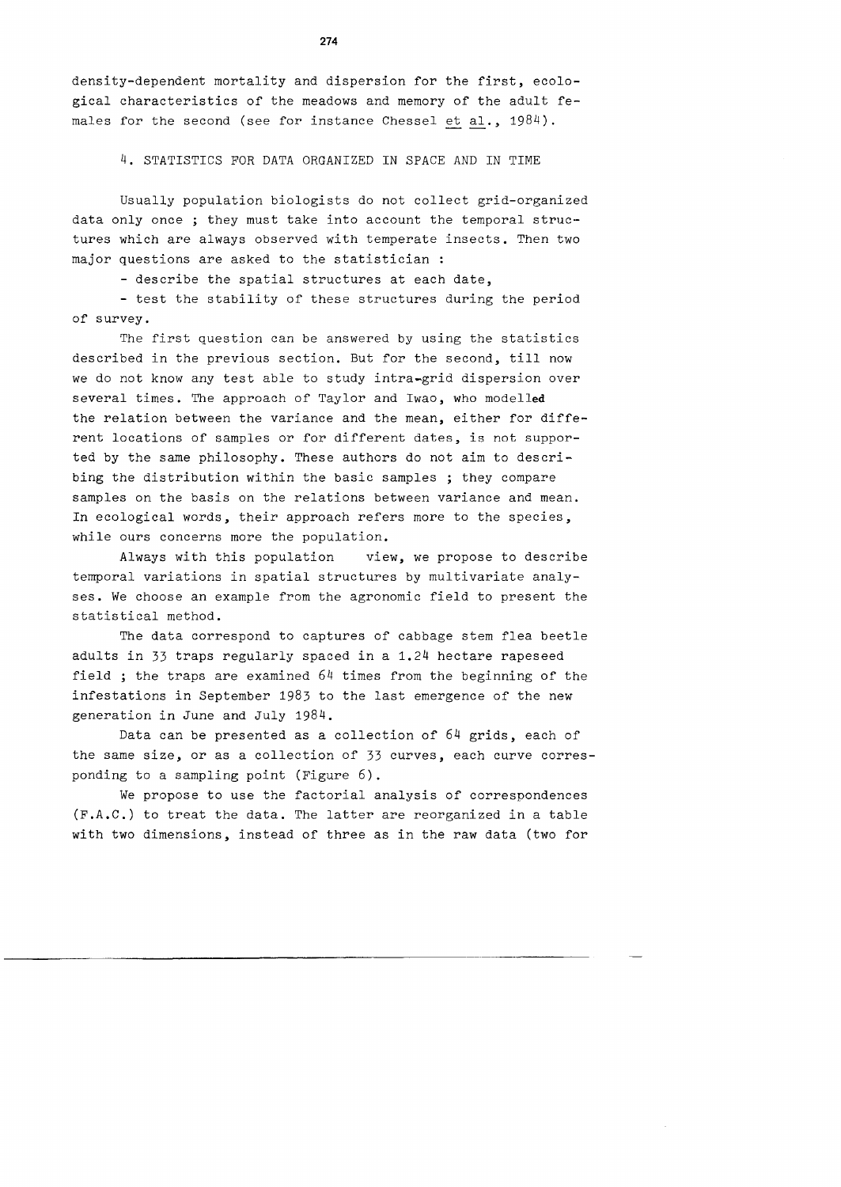density-dependent mortality and dispersion for the first, ecological characteristics of the meadows and memory of the adult females for the second (see for instance Chessel et al., 1984).

## 4. STATISTICS FOR DATA ORGANIZED IN SPACE AND IN TIME

Usually population biologists do not collect grid-organized data only once ; they must take into account the temporal structures which are always observed with temperate insects. Then two major questions are asked to the statistician :

- describe the spatial structures at each date,
- test the stability of these structures during the period of survey.

The first question can be answered by using the statistics described in the previous section. But for the second, till now we do not know any test able to study intra-grid dispersion over several times. The approach of Taylor and Iwao, who modelled the relation between the variance and the mean, either for different locations of samples or for different dates, is not supported by the same philosophy. These authors do not aim to describing the distribution within the basic samples ; they compare samples on the basis on the relations between variance and mean. In ecological words, their approach refers more to the species, while ours concerns more the population.

Always with this population view, we propose to describe temporal variations in spatial structures by multivariate analyses. We choose an example from the agronomic field to present the statistical method.

The data correspond to captures of cabbage stem flea beetle adults in 33 traps regularly spaced in a 1.24 hectare rapeseed field ; the traps are examined 64 times from the beginning of the infestations in September 1983 to the last emergence of the new generation in June and July 1984.

Data can be presented as a collection of 64 grids, each of the same size, or as a collection of 33 curves, each curve corresponding to a sampling point (Figure 6).

We propose to use the factorial analysis of correspondences (F.A.C.) to treat the data. The latter are reorganized in a table with two dimensions, instead of three as in the raw data (two for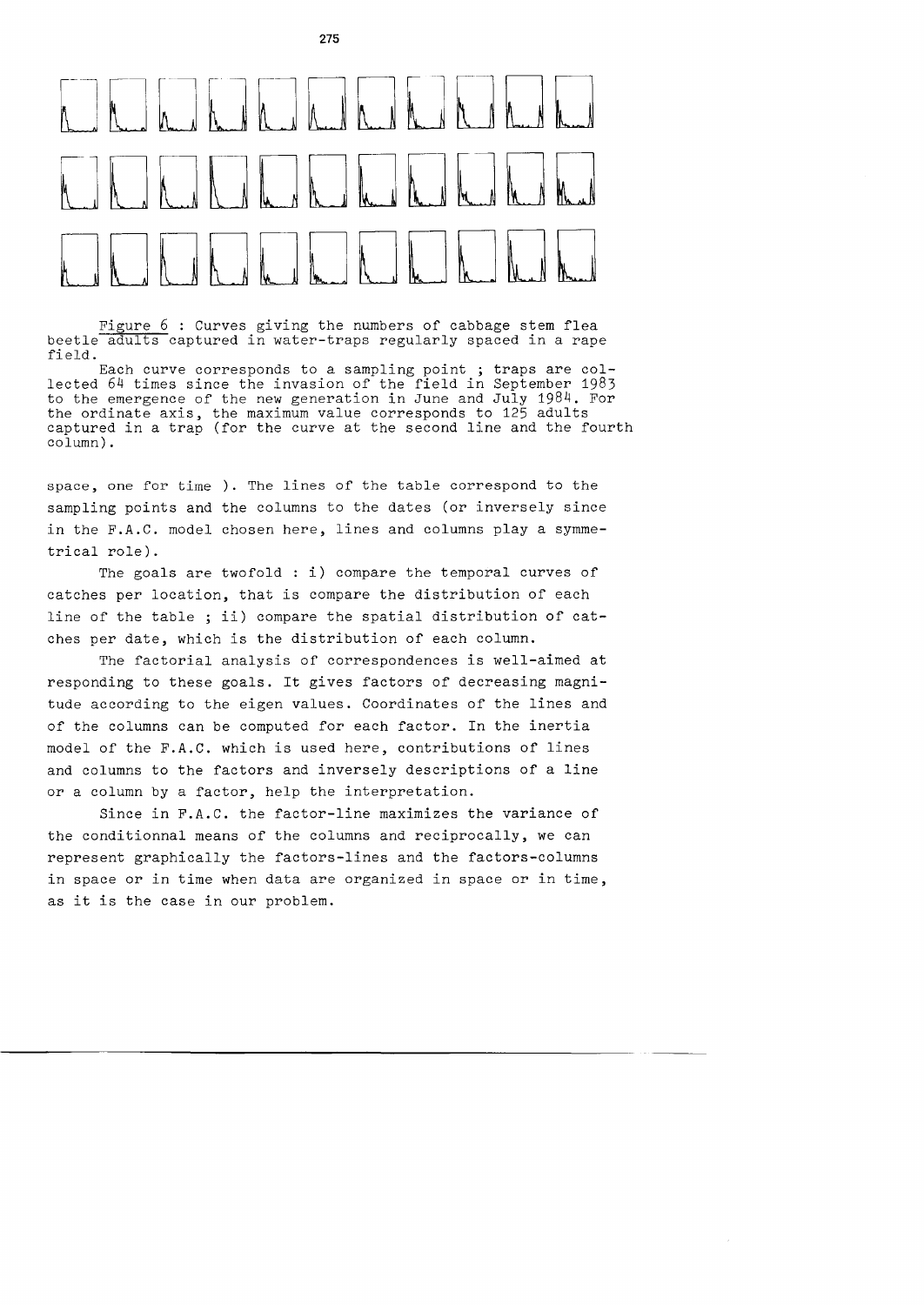Figure 6 : Curves giving the numbers of cabbage stem flea beetle adults captured in water-traps regularly spaced in a rape field.

Each curve corresponds to a sampling point ; traps are collected 64 times since the invasion of the field in September 1983 to the emergence of the new generation in June and July 1984. For the ordinate axis, the maximum value corresponds to 125 adults captured in a trap (for the curve at the second line and the fourth column).

space, one for time ). The lines of the table correspond to the sampling points and the columns to the dates (or inversely since in the F.A.C. model chosen here, lines and columns play a symmetrical role).

The goals are twofold : i) compare the temporal curves of catches per location, that is compare the distribution of each line of the table ; ii) compare the spatial distribution of catches per date, which is the distribution of each column.

The factorial analysis of correspondences is well-aimed at responding to these goals. It gives factors of decreasing magnitude according to the eigen values. Coordinates of the lines and of the columns can be computed for each factor. In the inertia model of the F.A.C. which is used here, contributions of lines and columns to the factors and inversely descriptions of a line or a column by a factor, help the interpretation.

Since in F.A.C. the factor-line maximizes the variance of the conditionnal means of the columns and reciprocally, we can represent graphically the factors-lines and the factors-columns in space or in time when data are organized in space or in time, as it is the case in our problem.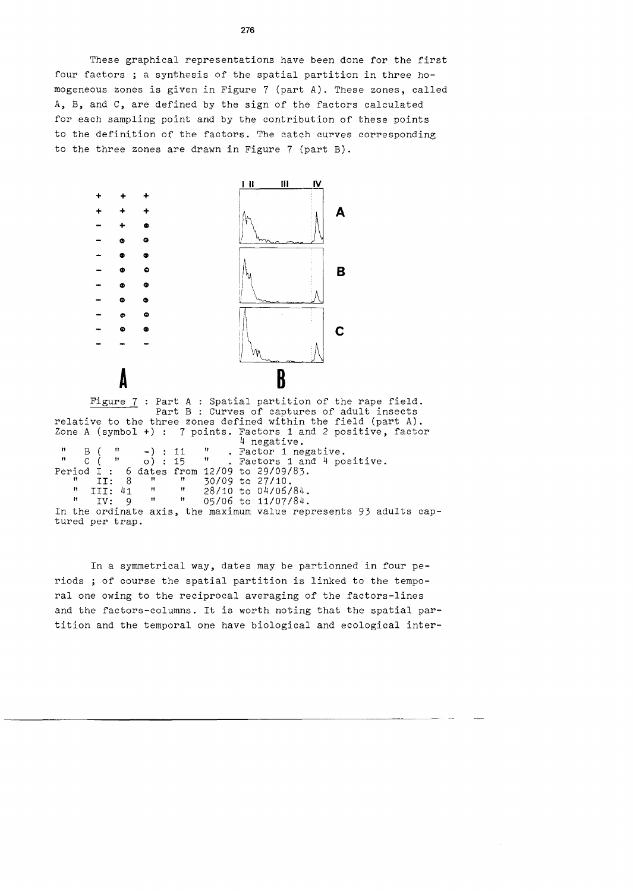These graphical representations have been done for the first four factors ; a synthesis of the spatial partition in three homogeneous zones is given in Figure 7 (part A). These zones, called A, B, and C, are defined by the sign of the factors calculated for each sampling point and by the contribution of these points to the definition of the factors. The catch curves corresponding to the three zones are drawn in Figure 7 (part B).

Figure 7 : Part A : Spatial partition of the rape field.
Part B : Curves of captures of adult insects relative to the three zones defined within the field (part A).

Zone A (symbol +) : 7 points. Factors 1 and 2 positive, factor 4 negative.
" B ( " -) : 11 " . Factor 1 negative.
" C ( " o) : 15 " . Factors 1 and 4 positive.

Period I : 6 dates from 12/09 to 29/09/83.
" II: 8 " " 30/09 to 27/10.
" III: 41 " " 28/10 to 04/06/84.
" IV: 9 " " 05/06 to 11/07/84.

In the ordinate axis, the maximum value represents 93 adults captured per trap.

In a symmetrical way, dates may be partionned in four periods ; of course the spatial partition is linked to the temporal one owing to the reciprocal averaging of the factors-lines and the factors-columns. It is worth noting that the spatial partition and the temporal one have biological and ecological inter-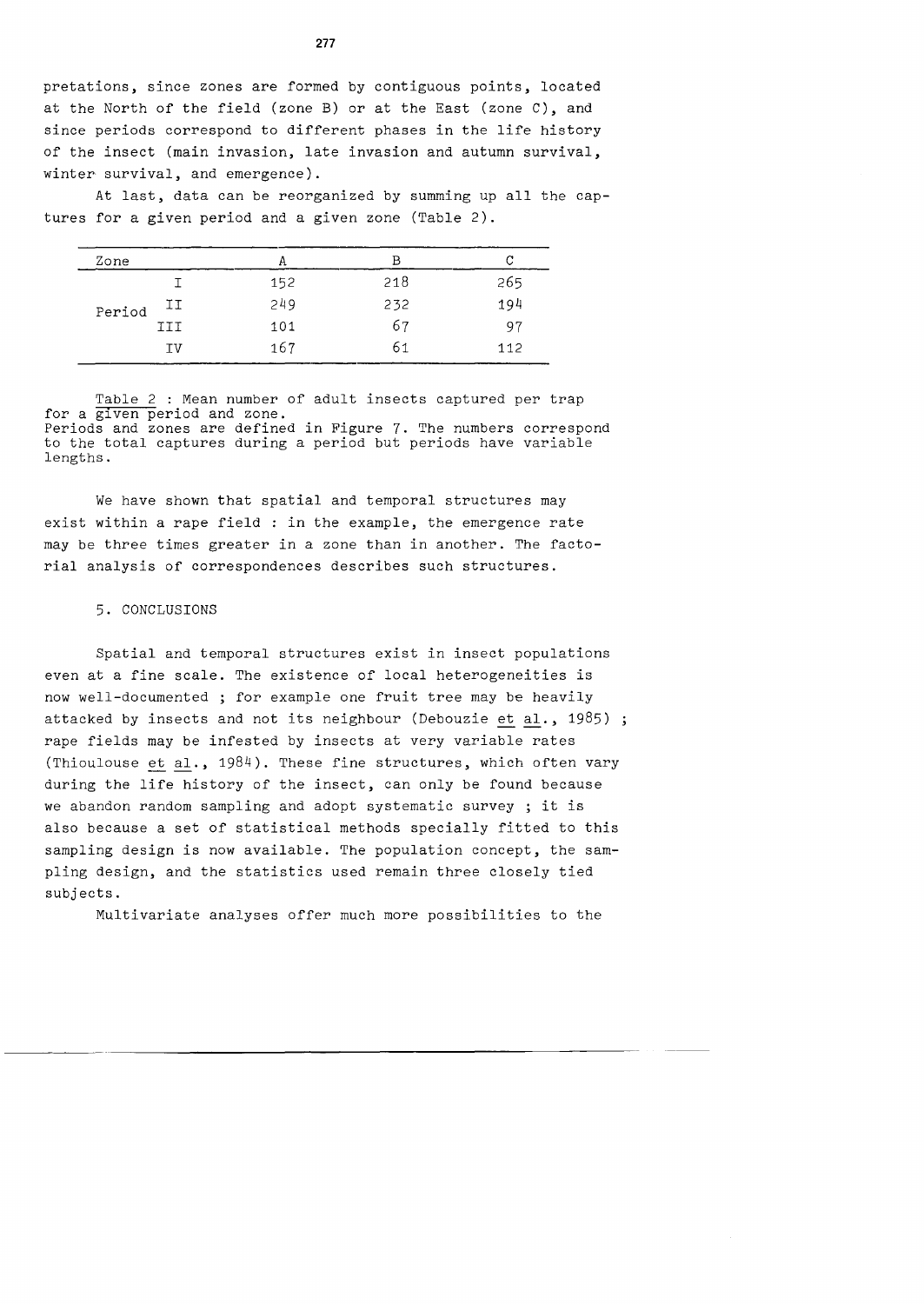pretations, since zones are formed by contiguous points, located at the North of the field (zone B) or at the East (zone C), and since periods correspond to different phases in the life history of the insect (main invasion, late invasion and autumn survival, winter survival, and emergence).

At last, data can be reorganized by summing up all the captures for a given period and a given zone (Table 2).

| Zone | | A | B | C |
|---|---|---|---|---|
| Period | I | 152 | 218 | 265 |
| | II | 249 | 232 | 194 |
| | III | 101 | 67 | 97 |
| | IV | 167 | 61 | 112 |

Table 2 : Mean number of adult insects captured per trap for a given period and zone.
Periods and zones are defined in Figure 7. The numbers correspond to the total captures during a period but periods have variable lengths.

We have shown that spatial and temporal structures may exist within a rape field : in the example, the emergence rate may be three times greater in a zone than in another. The factorial analysis of correspondences describes such structures.

## 5. CONCLUSIONS

Spatial and temporal structures exist in insect populations even at a fine scale. The existence of local heterogeneities is now well-documented ; for example one fruit tree may be heavily attacked by insects and not its neighbour (Debouzie et al., 1985) ; rape fields may be infested by insects at very variable rates (Thioulouse et al., 1984). These fine structures, which often vary during the life history of the insect, can only be found because we abandon random sampling and adopt systematic survey ; it is also because a set of statistical methods specially fitted to this sampling design is now available. The population concept, the sampling design, and the statistics used remain three closely tied subjects.

Multivariate analyses offer much more possibilities to the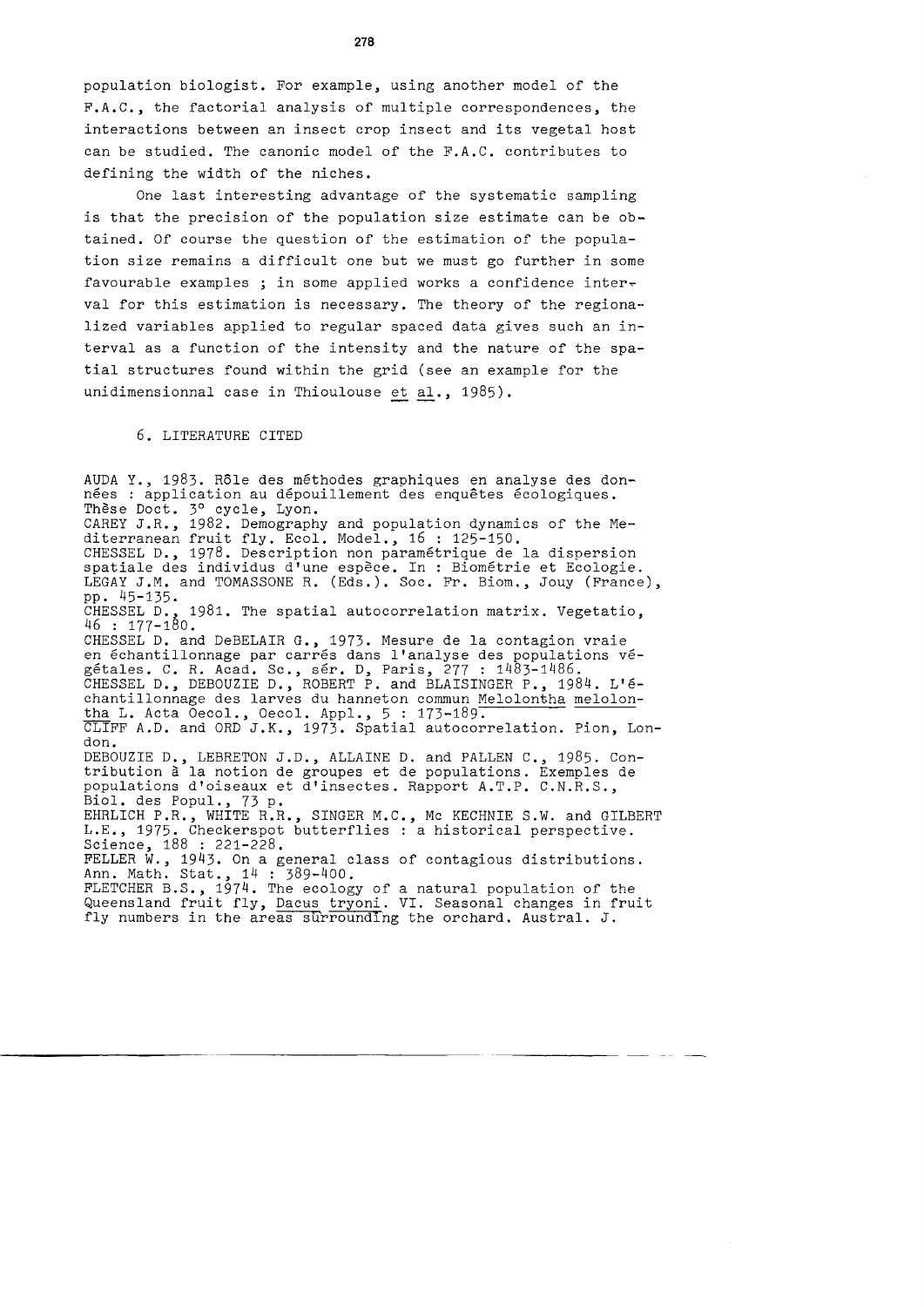population biologist. For example, using another model of the F.A.C., the factorial analysis of multiple correspondences, the interactions between an insect crop insect and its vegetal host can be studied. The canonic model of the F.A.C. contributes to defining the width of the niches.

One last interesting advantage of the systematic sampling is that the precision of the population size estimate can be obtained. Of course the question of the estimation of the population size remains a difficult one but we must go further in some favourable examples ; in some applied works a confidence interval for this estimation is necessary. The theory of the regionalized variables applied to regular spaced data gives such an interval as a function of the intensity and the nature of the spatial structures found within the grid (see an example for the unidimensionnal case in Thioulouse et al., 1985).

## 6. LITERATURE CITED

AUDA Y., 1983. Rôle des méthodes graphiques en analyse des données : application au dépouillement des enquêtes écologiques. Thèse Doct. 3° cycle, Lyon.

CAREY J.R., 1982. Demography and population dynamics of the Mediterranean fruit fly. Ecol. Model., 16 : 125-150.

CHESSEL D., 1978. Description non paramétrique de la dispersion spatiale des individus d'une espèce. In : Biométrie et Ecologie. LEGAY J.M. and TOMASSONE R. (Eds.). Soc. Fr. Biom., Jouy (France), pp. 45-135.

CHESSEL D., 1981. The spatial autocorrelation matrix. Vegetatio, 46 : 177-180.

CHESSEL D. and DeBELAIR G., 1973. Mesure de la contagion vraie en échantillonnage par carrés dans l'analyse des populations végétales. C. R. Acad. Sc., sér. D, Paris, 277 : 1483-1486.

CHESSEL D., DEBOUZIE D., ROBERT P. and BLAISINGER P., 1984. L'échantillonnage des larves du hanneton commun Melolontha melolontha L. Acta Oecol., Oecol. Appl., 5 : 173-189.

CLIFF A.D. and ORD J.K., 1973. Spatial autocorrelation. Pion, London.

DEBOUZIE D., LEBRETON J.D., ALLAINE D. and PALLEN C., 1985. Contribution à la notion de groupes et de populations. Exemples de populations d'oiseaux et d'insectes. Rapport A.T.P. C.N.R.S., Biol. des Popul., 73 p.

EHRLICH P.R., WHITE R.R., SINGER M.C., Mc KECHNIE S.W. and GILBERT L.E., 1975. Checkerspot butterflies : a historical perspective. Science, 188 : 221-228.

FELLER W., 1943. On a general class of contagious distributions. Ann. Math. Stat., 14 : 389-400.

FLETCHER B.S., 1974. The ecology of a natural population of the Queensland fruit fly, Dacus tryoni. VI. Seasonal changes in fruit fly numbers in the areas surrounding the orchard. Austral. J.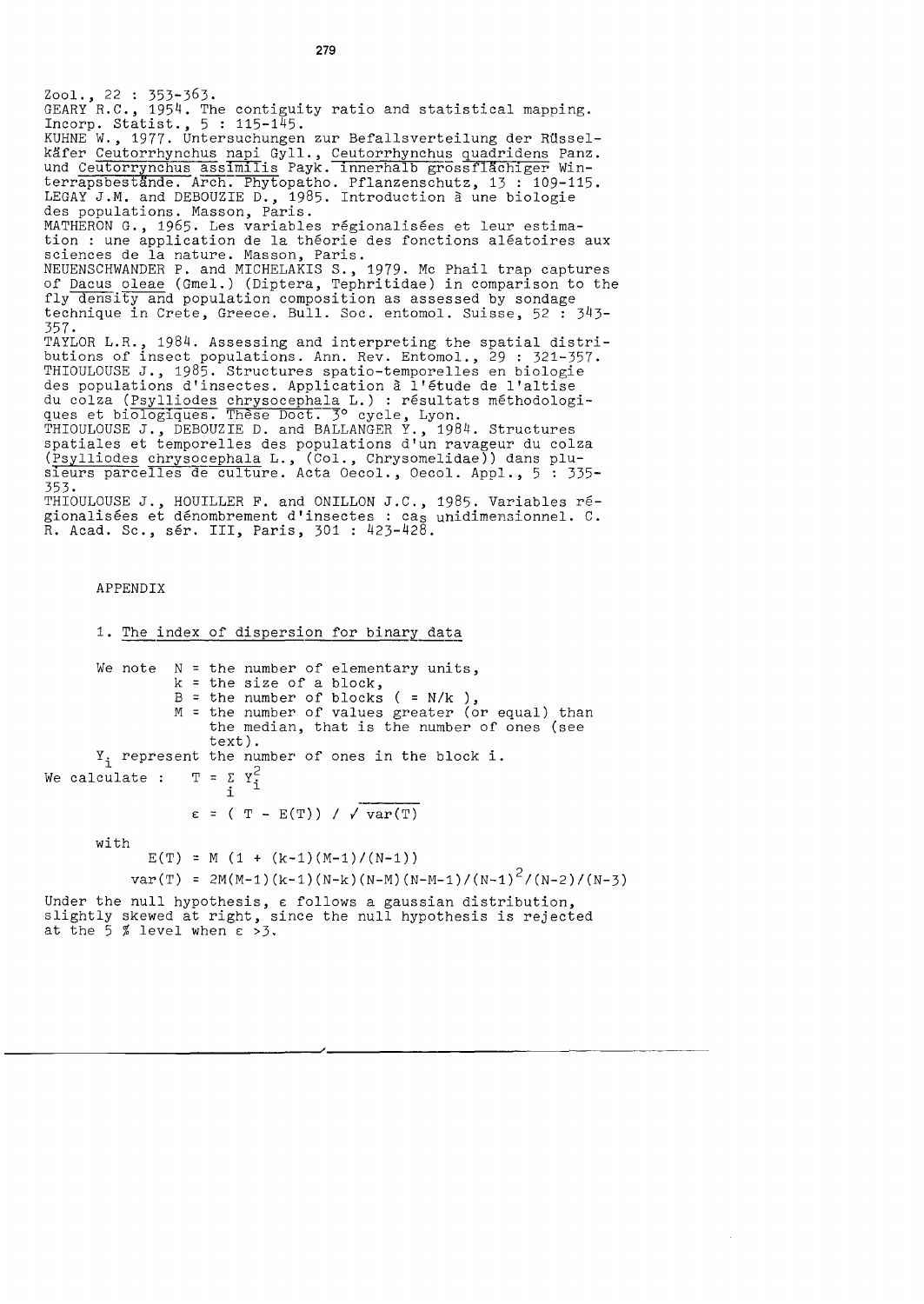Zool., 22 : 353-363.

GEARY R.C., 1954. The contiguity ratio and statistical mapping. Incorp. Statist., 5 : 115-145.

KUHNE W., 1977. Untersuchungen zur Befallsverteilung der Rüsselkäfer *Ceutorrhynchus napi* Gyll., *Ceutorrhynchus quadridens* Panz. und *Ceutorrynchus assimilis* Payk. innerhalb grossflächiger Winterrapsbestände. Arch. Phytopatho. Pflanzenschutz, 13 : 109-115.

LEGAY J.M. and DEBOUZIE D., 1985. Introduction à une biologie des populations. Masson, Paris.

MATHERON G., 1965. Les variables régionalisées et leur estimation : une application de la théorie des fonctions aléatoires aux sciences de la nature. Masson, Paris.

NEUENSCHWANDER P. and MICHELAKIS S., 1979. Mc Phail trap captures of *Dacus oleae* (Gmel.) (Diptera, Tephritidae) in comparison to the fly density and population composition as assessed by sondage technique in Crete, Greece. Bull. Soc. entomol. Suisse, 52 : 343-357.

TAYLOR L.R., 1984. Assessing and interpreting the spatial distributions of insect populations. Ann. Rev. Entomol., 29 : 321-357.

THIOULOUSE J., 1985. Structures spatio-temporelles en biologie des populations d'insectes. Application à l'étude de l'altise du colza (*Psylliodes chrysocephala* L.) : résultats méthodologiques et biologiques. Thèse Doct. 3° cycle, Lyon.

THIOULOUSE J., DEBOUZIE D. and BALLANGER Y., 1984. Structures spatiales et temporelles des populations d'un ravageur du colza (*Psylliodes chrysocephala* L., (Col., Chrysomelidae)) dans plusieurs parcelles de culture. Acta Oecol., Oecol. Appl., 5 : 335-353.

THIOULOUSE J., HOUILLER F. and ONILLON J.C., 1985. Variables régionalisées et dénombrement d'insectes : cas unidimensionnel. C. R. Acad. Sc., sér. III, Paris, 301 : 423-428.

## APPENDIX

### 1. The index of dispersion for binary data

We note $N$ = the number of elementary units,
$k$ = the size of a block,
$B$ = the number of blocks ( $= N/k$ ),
$M$ = the number of values greater (or equal) than the median, that is the number of ones (see text).

$Y_i$ represent the number of ones in the block i.

We calculate :

$$T = \sum_i Y_i^2$$

$$\varepsilon = ( T - E(T)) / \sqrt{\mathrm{var}(T)}$$

with

$$E(T) = M\,(1 + (k-1)(M-1)/(N-1))$$

$$\mathrm{var}(T) = 2M(M-1)(k-1)(N-k)(N-M)(N-M-1)/(N-1)^2/(N-2)/(N-3)$$

Under the null hypothesis, $\varepsilon$ follows a gaussian distribution, slightly skewed at right, since the null hypothesis is rejected at the 5 % level when $\varepsilon > 3$.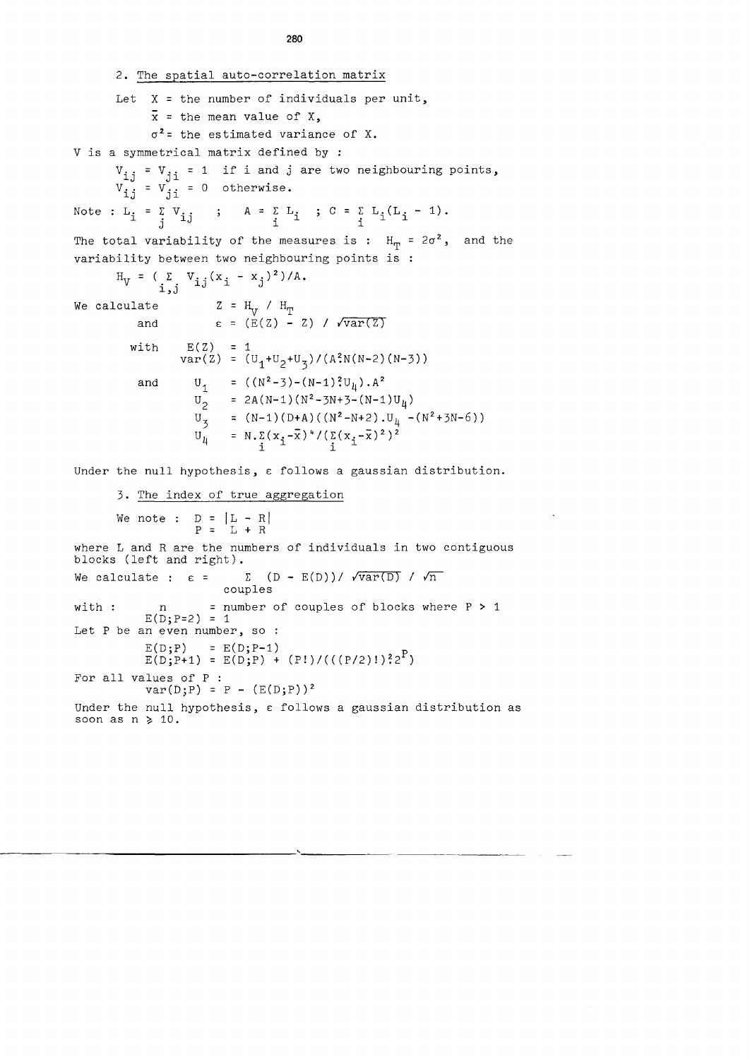## 2. The spatial auto-correlation matrix

Let $X$ = the number of individuals per unit,

$\bar{x}$ = the mean value of $X$,

$\sigma^2$ = the estimated variance of $X$.

$V$ is a symmetrical matrix defined by :

$V_{ij} = V_{ji} = 1$ if $i$ and $j$ are two neighbouring points,

$V_{ij} = V_{ji} = 0$ otherwise.

Note : $L_i = \sum_j V_{ij}$ ; $A = \sum_i L_i$ ; $C = \sum_i L_i(L_i - 1)$.

The total variability of the measures is : $H_T = 2\sigma^2$, and the variability between two neighbouring points is :

$$H_V = \left(\sum_{i,j} V_{ij}(x_i - x_j)^2\right)/A.$$

We calculate

$$Z = H_V / H_T$$

and

$$\varepsilon = (E(Z) - Z) / \sqrt{\text{var}(Z)}$$

with

$$E(Z) = 1$$
$$\text{var}(Z) = (U_1+U_2+U_3)/(A^2 N(N-2)(N-3))$$

and

$$U_1 = ((N^2-3)-(N-1)^2 U_4).A^2$$
$$U_2 = 2A(N-1)(N^2-3N+3-(N-1)U_4)$$
$$U_3 = (N-1)(D+A)((N^2-N+2).U_4 - (N^2+3N-6))$$
$$U_4 = N.\sum_i(x_i-\bar{x})^4/(\sum_i(x_i-\bar{x})^2)^2$$

Under the null hypothesis, $\varepsilon$ follows a gaussian distribution.

## 3. The index of true aggregation

We note :

$$D = |L - R|$$
$$P = L + R$$

where $L$ and $R$ are the numbers of individuals in two contiguous blocks (left and right).

We calculate :

$$\varepsilon = \sum_{\text{couples}} (D - E(D))/ \sqrt{\text{var}(D)} / \sqrt{n}$$

with : $n$ = number of couples of blocks where $P > 1$

$E(D;P=2) = 1$

Let $P$ be an even number, so :

$$E(D;P) = E(D;P-1)$$
$$E(D;P+1) = E(D;P) + (P!)/(((P/2)!)^2 2^P)$$

For all values of $P$ :

$$\text{var}(D;P) = P - (E(D;P))^2$$

Under the null hypothesis, $\varepsilon$ follows a gaussian distribution as soon as $n \geqslant 10$.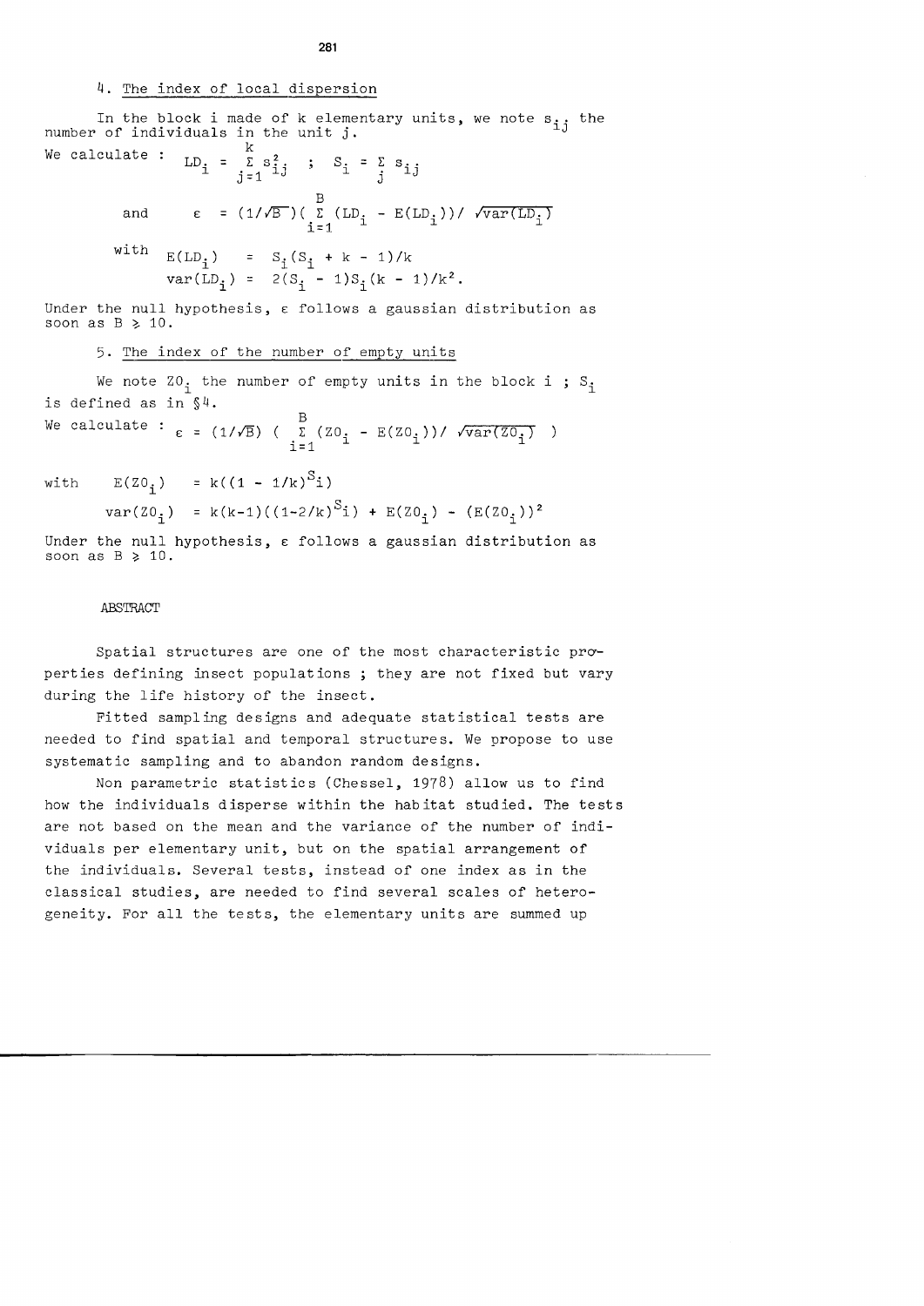## 4. The index of local dispersion

In the block i made of k elementary units, we note $s_{ij}$ the number of individuals in the unit j.

We calculate : $LD_i = \sum_{j=1}^{k} s_{ij}^2$ ; $S_i = \sum_j s_{ij}$

and $\varepsilon = (1/\sqrt{B})(\sum_{i=1}^{B} (LD_i - E(LD_i))/\sqrt{var(LD_i)}$

with
$$E(LD_i) = S_i(S_i + k - 1)/k$$
$$var(LD_i) = 2(S_i - 1)S_i(k - 1)/k^2.$$

Under the null hypothesis, $\varepsilon$ follows a gaussian distribution as soon as $B \geqslant 10$.

## 5. The index of the number of empty units

We note $ZO_i$ the number of empty units in the block i ; $S_i$ is defined as in §4.

We calculate : $\varepsilon = (1/\sqrt{B}) ( \sum_{i=1}^{B} (ZO_i - E(ZO_i))/ \sqrt{var(ZO_i)} )$

with
$$E(ZO_i) = k((1 - 1/k)^{S_i})$$
$$var(ZO_i) = k(k-1)((1-2/k)^{S_i}) + E(ZO_i) - (E(ZO_i))^2$$

Under the null hypothesis, $\varepsilon$ follows a gaussian distribution as soon as $B \geqslant 10$.

## ABSTRACT

Spatial structures are one of the most characteristic properties defining insect populations ; they are not fixed but vary during the life history of the insect.

Fitted sampling designs and adequate statistical tests are needed to find spatial and temporal structures. We propose to use systematic sampling and to abandon random designs.

Non parametric statistics (Chessel, 1978) allow us to find how the individuals disperse within the habitat studied. The tests are not based on the mean and the variance of the number of individuals per elementary unit, but on the spatial arrangement of the individuals. Several tests, instead of one index as in the classical studies, are needed to find several scales of heterogeneity. For all the tests, the elementary units are summed up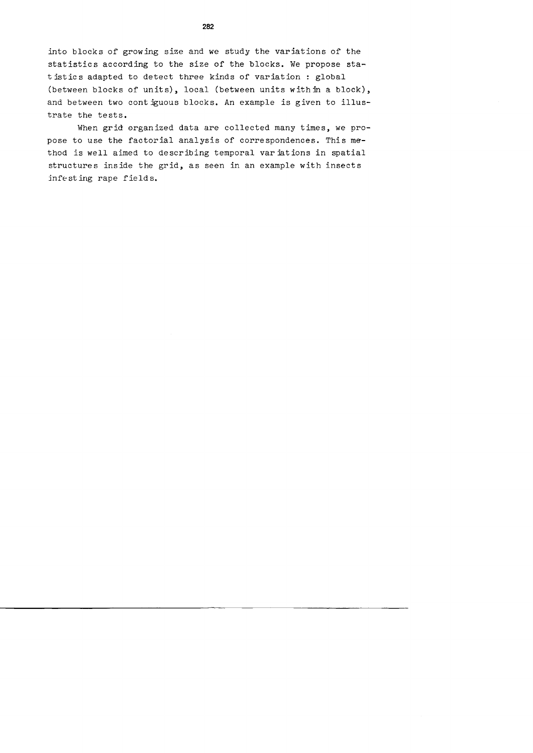into blocks of growing size and we study the variations of the statistics according to the size of the blocks. We propose statistics adapted to detect three kinds of variation : global (between blocks of units), local (between units within a block), and between two contiguous blocks. An example is given to illustrate the tests.

When grid organized data are collected many times, we propose to use the factorial analysis of correspondences. This method is well aimed to describing temporal variations in spatial structures inside the grid, as seen in an example with insects infesting rape fields.